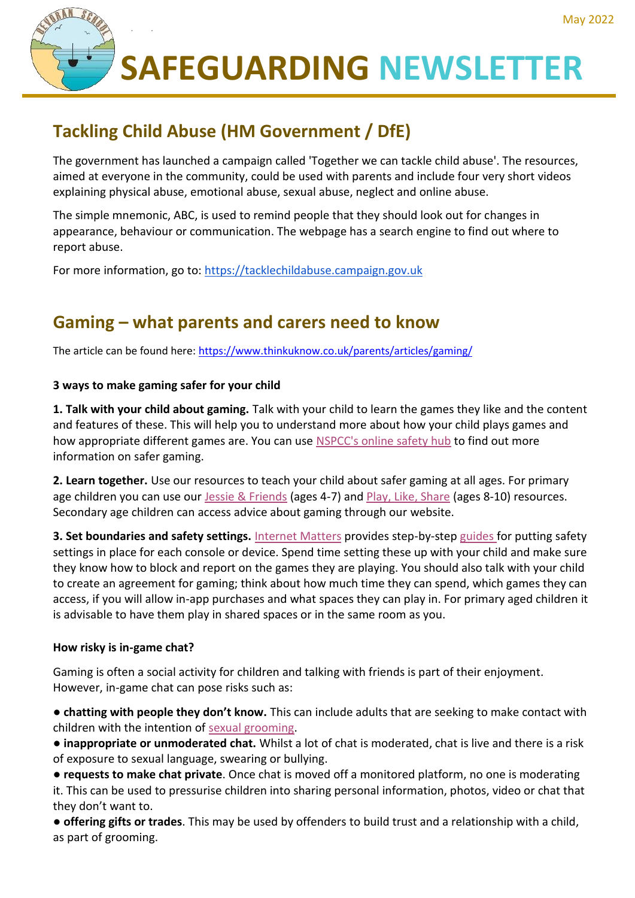May 2022

# SAFEGUARDING NEWSLETTER

## Tackling Child Abuse (HM Government / DfE)

The government has launched a campaign called 'Together we can tackle child abuse'. The resources, aimed at everyone in the community, could be used with parents and include four very short videos explaining physical abuse, emotional abuse, sexual abuse, neglect and online abuse.

The simple mnemonic, ABC, is used to remind people that they should look out for changes in appearance, behaviour or communication. The webpage has a search engine to find out where to report abuse.

For more information, go to: https://tacklechildabuse.campaign.gov.uk

## Gaming – what parents and carers need to know

The article can be found here: https://www.thinkuknow.co.uk/parents/articles/gaming/

**3 ways to make gaming safer for your child**

**1. Talk with your child about gaming.** Talk with your child to learn the games they like and the content and features of these. This will help you to understand more about how your child plays games and how appropriate different games are. You can use NSPCC's online safety hub to find out more information on safer gaming.

**2. Learn together.** Use our resources to teach your child about safer gaming at all ages. For primary age children you can use our Jessie & Friends (ages 4-7) and Play, Like, Share (ages 8-10) resources. Secondary age children can access advice about gaming through our website.

**3. Set boundaries and safety settings.** Internet Matters provides step-by-step guides for putting safety settings in place for each console or device. Spend time setting these up with your child and make sure they know how to block and report on the games they are playing. You should also talk with your child to create an agreement for gaming; think about how much time they can spend, which games they can access, if you will allow in-app purchases and what spaces they can play in. For primary aged children it is advisable to have them play in shared spaces or in the same room as you.

**How risky is in-game chat?**

Gaming is often a social activity for children and talking with friends is part of their enjoyment. However, in-game chat can pose risks such as:

- **chatting with people they don't know.** This can include adults that are seeking to make contact with children with the intention of sexual grooming.
- **inappropriate or unmoderated chat.** Whilst a lot of chat is moderated, chat is live and there is a risk of exposure to sexual language, swearing or bullying.
- **requests to make chat private**. Once chat is moved off a monitored platform, no one is moderating it. This can be used to pressurise children into sharing personal information, photos, video or chat that they don't want to.
- **offering gifts or trades**. This may be used by offenders to build trust and a relationship with a child, as part of grooming.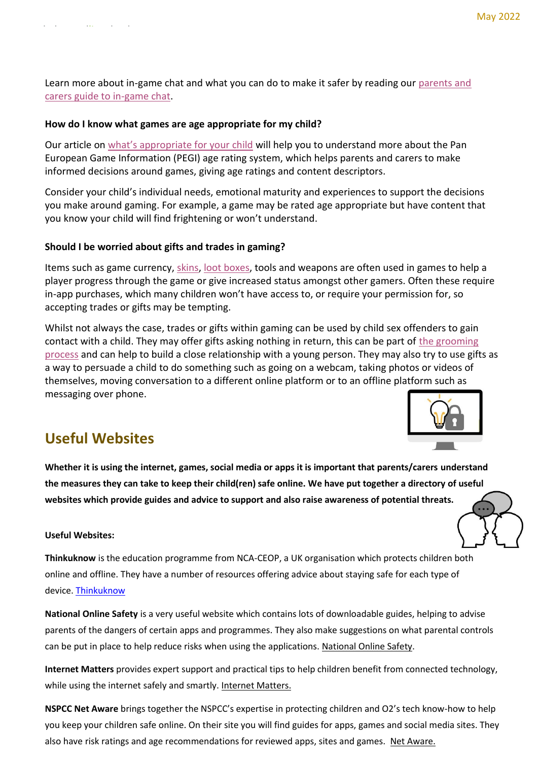Learn more about in-game chat and what you can do to make it safer by reading our parents and carers guide to in-game chat.

### How do I know what games are age appropriate for my child?

Our article on what's appropriate for your child will help you to understand more about the Pan European Game Information (PEGI) age rating system, which helps parents and carers to make informed decisions around games, giving age ratings and content descriptors.

Consider your child's individual needs, emotional maturity and experiences to support the decisions you make around gaming. For example, a game may be rated age appropriate but have content that you know your child will find frightening or won't understand.

### Should I be worried about gifts and trades in gaming?

Items such as game currency, skins, loot boxes, tools and weapons are often used in games to help a player progress through the game or give increased status amongst other gamers. Often these require in-app purchases, which many children won't have access to, or require your permission for, so accepting trades or gifts may be tempting.

Whilst not always the case, trades or gifts within gaming can be used by child sex offenders to gain contact with a child. They may offer gifts asking nothing in return, this can be part of the grooming process and can help to build a close relationship with a young person. They may also try to use gifts as a way to persuade a child to do something such as going on a webcam, taking photos or videos of themselves, moving conversation to a different online platform or to an offline platform such as messaging over phone.

## Useful Websites

**Whether it is using the internet, games, social media or apps it is important that parents/carers understand the measures they can take to keep their child(ren) safe online. We have put together a directory of useful websites which provide guides and advice to support and also raise awareness of potential threats.**

**Useful Websites:**

**Thinkuknow** is the education programme from NCA-CEOP, a UK organisation which protects children both online and offline. They have a number of resources offering advice about staying safe for each type of device. Thinkuknow

**National Online Safety** is a very useful website which contains lots of downloadable guides, helping to advise parents of the dangers of certain apps and programmes. They also make suggestions on what parental controls can be put in place to help reduce risks when using the applications. National Online Safety.

**Internet Matters** provides expert support and practical tips to help children benefit from connected technology, while using the internet safely and smartly. Internet Matters.

**NSPCC Net Aware** brings together the NSPCC's expertise in protecting children and O2's tech know-how to help you keep your children safe online. On their site you will find guides for apps, games and social media sites. They also have risk ratings and age recommendations for reviewed apps, sites and games. Net Aware.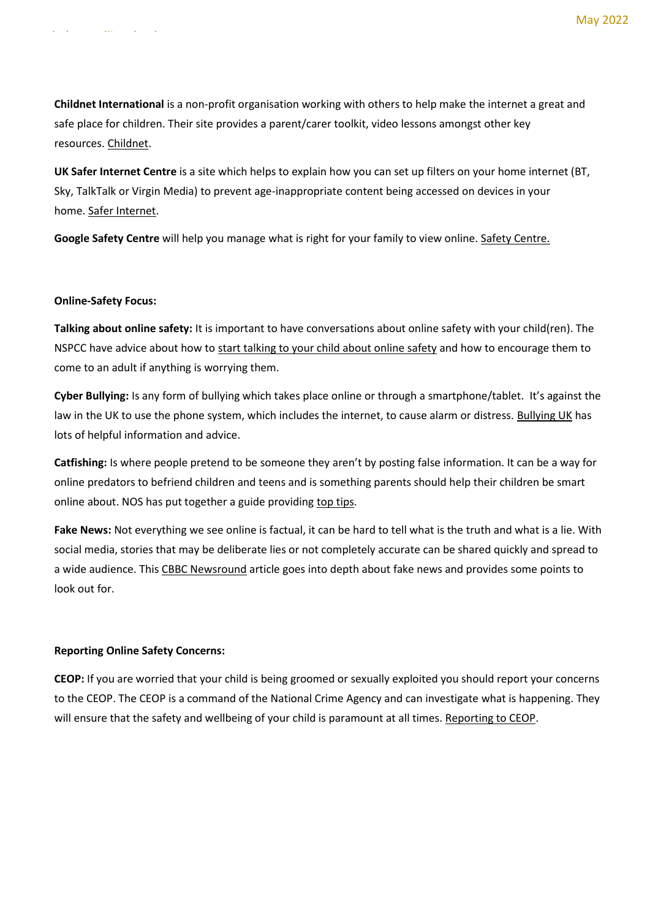**Childnet International** is a non-profit organisation working with others to help make the internet a great and safe place for children. Their site provides a parent/carer toolkit, video lessons amongst other key resources. Childnet.

**UK Safer Internet Centre** is a site which helps to explain how you can set up filters on your home internet (BT, Sky, TalkTalk or Virgin Media) to prevent age-inappropriate content being accessed on devices in your home. Safer Internet.

**Google Safety Centre** will help you manage what is right for your family to view online. Safety Centre.

**Online-Safety Focus:**

**Talking about online safety:** It is important to have conversations about online safety with your child(ren). The NSPCC have advice about how to start talking to your child about online safety and how to encourage them to come to an adult if anything is worrying them.

**Cyber Bullying:** Is any form of bullying which takes place online or through a smartphone/tablet. It's against the law in the UK to use the phone system, which includes the internet, to cause alarm or distress. Bullying UK has lots of helpful information and advice.

**Catfishing:** Is where people pretend to be someone they aren't by posting false information. It can be a way for online predators to befriend children and teens and is something parents should help their children be smart online about. NOS has put together a guide providing top tips.

**Fake News:** Not everything we see online is factual, it can be hard to tell what is the truth and what is a lie. With social media, stories that may be deliberate lies or not completely accurate can be shared quickly and spread to a wide audience. This CBBC Newsround article goes into depth about fake news and provides some points to look out for.

**Reporting Online Safety Concerns:**

**CEOP:** If you are worried that your child is being groomed or sexually exploited you should report your concerns to the CEOP. The CEOP is a command of the National Crime Agency and can investigate what is happening. They will ensure that the safety and wellbeing of your child is paramount at all times. Reporting to CEOP.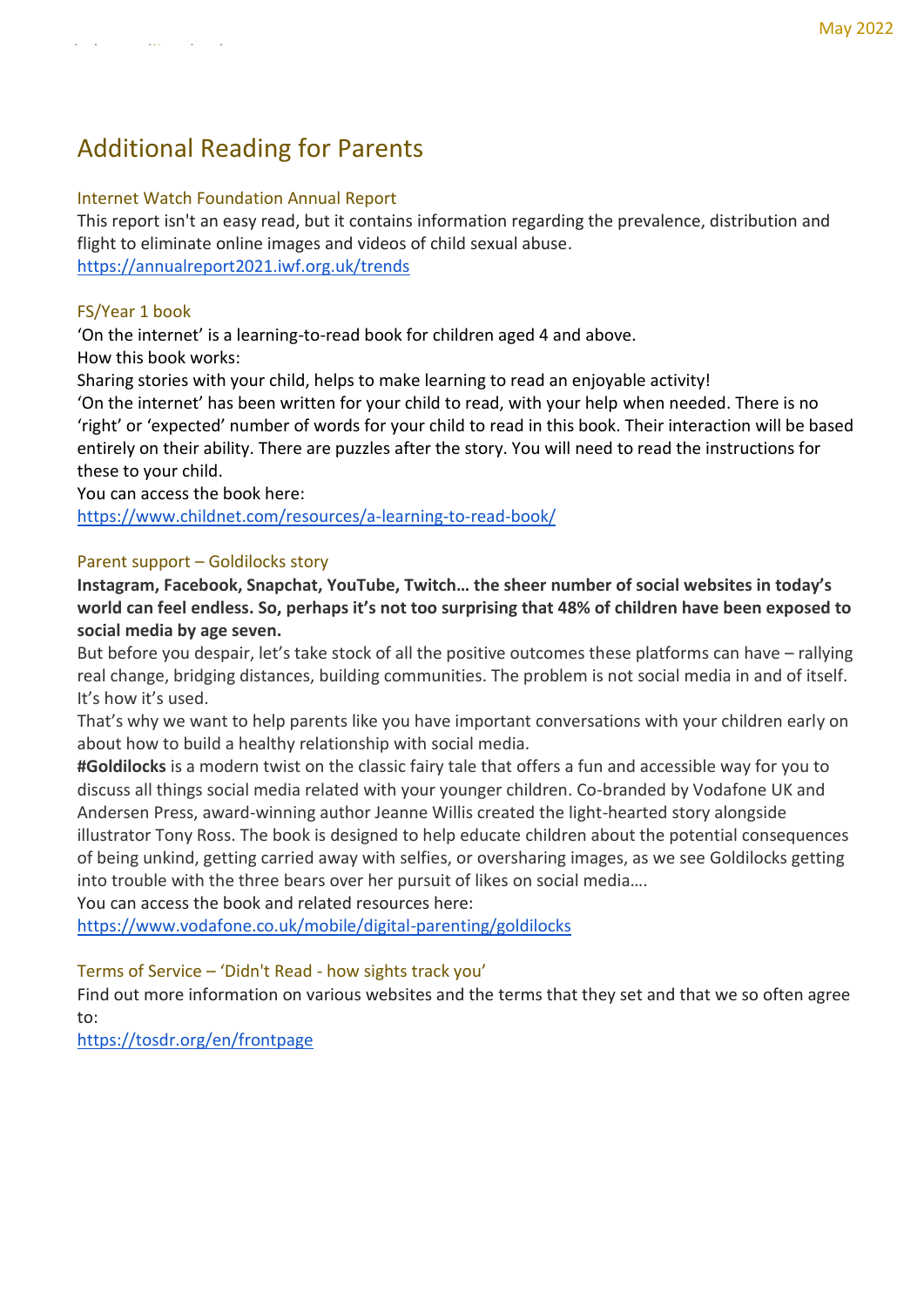# Additional Reading for Parents

### Internet Watch Foundation Annual Report

This report isn't an easy read, but it contains information regarding the prevalence, distribution and flight to eliminate online images and videos of child sexual abuse.
https://annualreport2021.iwf.org.uk/trends

### FS/Year 1 book

'On the internet' is a learning-to-read book for children aged 4 and above.
How this book works:
Sharing stories with your child, helps to make learning to read an enjoyable activity!
'On the internet' has been written for your child to read, with your help when needed. There is no 'right' or 'expected' number of words for your child to read in this book. Their interaction will be based entirely on their ability. There are puzzles after the story. You will need to read the instructions for these to your child.
You can access the book here:
https://www.childnet.com/resources/a-learning-to-read-book/

### Parent support – Goldilocks story

**Instagram, Facebook, Snapchat, YouTube, Twitch… the sheer number of social websites in today's world can feel endless. So, perhaps it's not too surprising that 48% of children have been exposed to social media by age seven.**
But before you despair, let's take stock of all the positive outcomes these platforms can have – rallying real change, bridging distances, building communities. The problem is not social media in and of itself. It's how it's used.
That's why we want to help parents like you have important conversations with your children early on about how to build a healthy relationship with social media.
**#Goldilocks** is a modern twist on the classic fairy tale that offers a fun and accessible way for you to discuss all things social media related with your younger children. Co-branded by Vodafone UK and Andersen Press, award-winning author Jeanne Willis created the light-hearted story alongside illustrator Tony Ross. The book is designed to help educate children about the potential consequences of being unkind, getting carried away with selfies, or oversharing images, as we see Goldilocks getting into trouble with the three bears over her pursuit of likes on social media….
You can access the book and related resources here:
https://www.vodafone.co.uk/mobile/digital-parenting/goldilocks

### Terms of Service – 'Didn't Read - how sights track you'

Find out more information on various websites and the terms that they set and that we so often agree to:
https://tosdr.org/en/frontpage